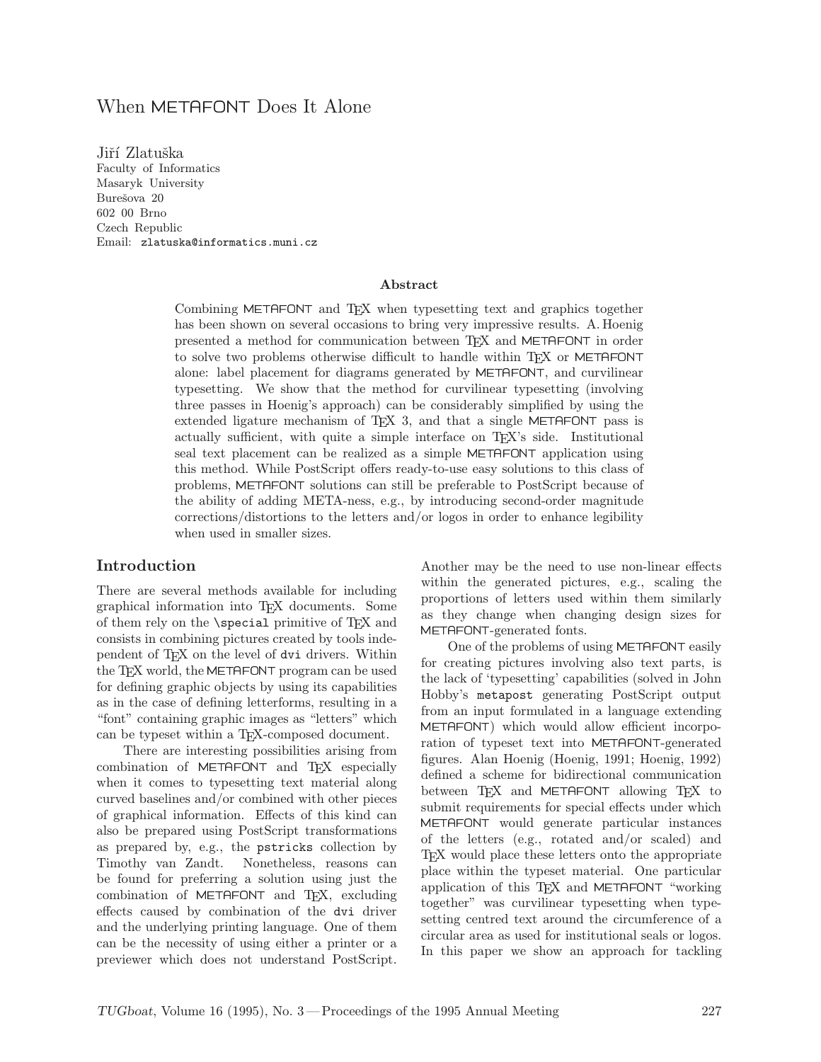# When METAFONT Does It Alone

Jiří Zlatuška
Faculty of Informatics
Masaryk University
Burešova 20
602 00 Brno
Czech Republic
Email: `zlatuska@informatics.muni.cz`

### Abstract

Combining METAFONT and TEX when typesetting text and graphics together has been shown on several occasions to bring very impressive results. A. Hoenig presented a method for communication between TEX and METAFONT in order to solve two problems otherwise difficult to handle within TEX or METAFONT alone: label placement for diagrams generated by METAFONT, and curvilinear typesetting. We show that the method for curvilinear typesetting (involving three passes in Hoenig's approach) can be considerably simplified by using the extended ligature mechanism of TEX 3, and that a single METAFONT pass is actually sufficient, with quite a simple interface on TEX's side. Institutional seal text placement can be realized as a simple METAFONT application using this method. While PostScript offers ready-to-use easy solutions to this class of problems, METAFONT solutions can still be preferable to PostScript because of the ability of adding META-ness, e.g., by introducing second-order magnitude corrections/distortions to the letters and/or logos in order to enhance legibility when used in smaller sizes.

## Introduction

There are several methods available for including graphical information into TEX documents. Some of them rely on the `\special` primitive of TEX and consists in combining pictures created by tools independent of TEX on the level of `dvi` drivers. Within the TEX world, the METAFONT program can be used for defining graphic objects by using its capabilities as in the case of defining letterforms, resulting in a "font" containing graphic images as "letters" which can be typeset within a TEX-composed document.

There are interesting possibilities arising from combination of METAFONT and TEX especially when it comes to typesetting text material along curved baselines and/or combined with other pieces of graphical information. Effects of this kind can also be prepared using PostScript transformations as prepared by, e.g., the `pstricks` collection by Timothy van Zandt. Nonetheless, reasons can be found for preferring a solution using just the combination of METAFONT and TEX, excluding effects caused by combination of the `dvi` driver and the underlying printing language. One of them can be the necessity of using either a printer or a previewer which does not understand PostScript. Another may be the need to use non-linear effects within the generated pictures, e.g., scaling the proportions of letters used within them similarly as they change when changing design sizes for METAFONT-generated fonts.

One of the problems of using METAFONT easily for creating pictures involving also text parts, is the lack of 'typesetting' capabilities (solved in John Hobby's `metapost` generating PostScript output from an input formulated in a language extending METAFONT) which would allow efficient incorporation of typeset text into METAFONT-generated figures. Alan Hoenig (Hoenig, 1991; Hoenig, 1992) defined a scheme for bidirectional communication between TEX and METAFONT allowing TEX to submit requirements for special effects under which METAFONT would generate particular instances of the letters (e.g., rotated and/or scaled) and TEX would place these letters onto the appropriate place within the typeset material. One particular application of this TEX and METAFONT "working together" was curvilinear typesetting when typesetting centred text around the circumference of a circular area as used for institutional seals or logos. In this paper we show an approach for tackling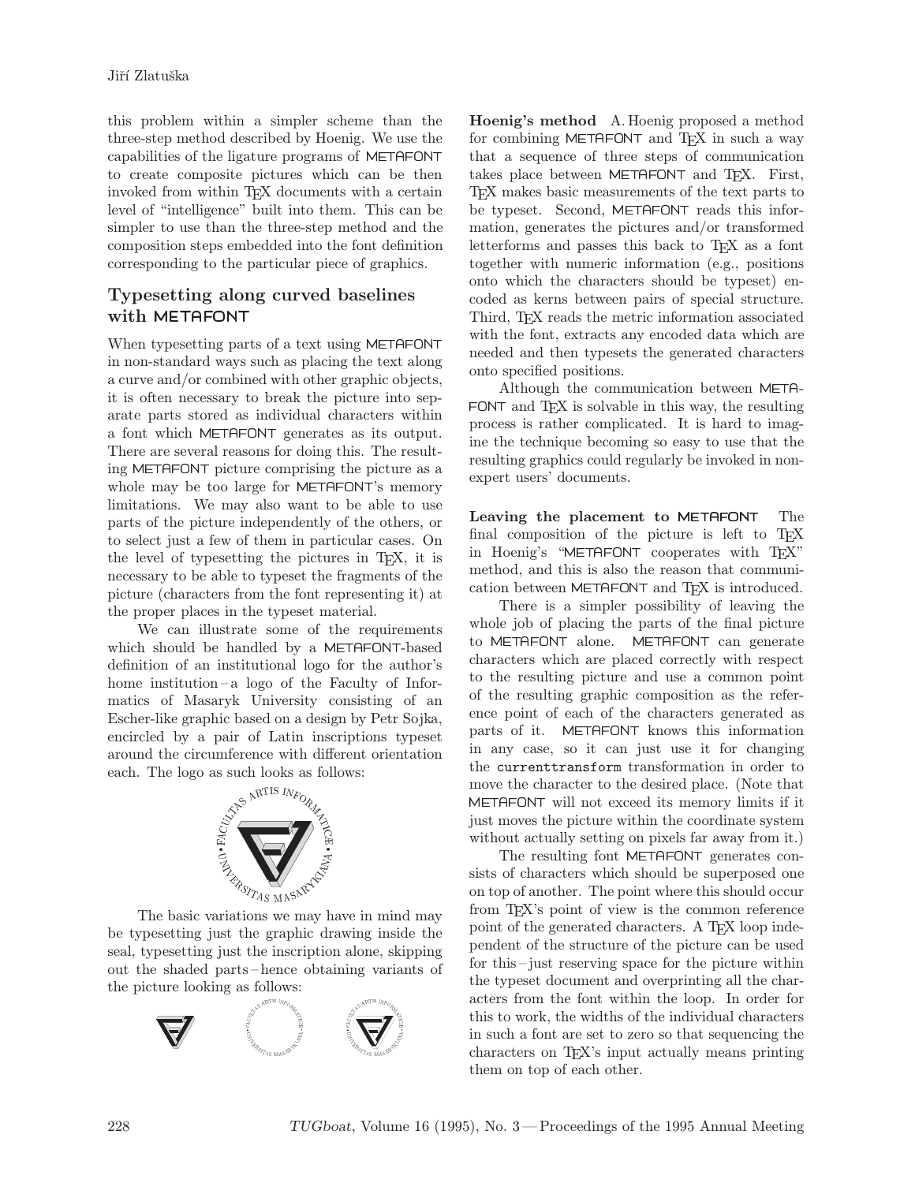this problem within a simpler scheme than the three-step method described by Hoenig. We use the capabilities of the ligature programs of METAFONT to create composite pictures which can be then invoked from within TEX documents with a certain level of "intelligence" built into them. This can be simpler to use than the three-step method and the composition steps embedded into the font definition corresponding to the particular piece of graphics.

## Typesetting along curved baselines with METAFONT

When typesetting parts of a text using METAFONT in non-standard ways such as placing the text along a curve and/or combined with other graphic objects, it is often necessary to break the picture into separate parts stored as individual characters within a font which METAFONT generates as its output. There are several reasons for doing this. The resulting METAFONT picture comprising the picture as a whole may be too large for METAFONT's memory limitations. We may also want to be able to use parts of the picture independently of the others, or to select just a few of them in particular cases. On the level of typesetting the pictures in TEX, it is necessary to be able to typeset the fragments of the picture (characters from the font representing it) at the proper places in the typeset material.

We can illustrate some of the requirements which should be handled by a METAFONT-based definition of an institutional logo for the author's home institution – a logo of the Faculty of Informatics of Masaryk University consisting of an Escher-like graphic based on a design by Petr Sojka, encircled by a pair of Latin inscriptions typeset around the circumference with different orientation each. The logo as such looks as follows:

The basic variations we may have in mind may be typesetting just the graphic drawing inside the seal, typesetting just the inscription alone, skipping out the shaded parts – hence obtaining variants of the picture looking as follows:

**Hoenig's method** A. Hoenig proposed a method for combining METAFONT and TEX in such a way that a sequence of three steps of communication takes place between METAFONT and TEX. First, TEX makes basic measurements of the text parts to be typeset. Second, METAFONT reads this information, generates the pictures and/or transformed letterforms and passes this back to TEX as a font together with numeric information (e.g., positions onto which the characters should be typeset) encoded as kerns between pairs of special structure. Third, TEX reads the metric information associated with the font, extracts any encoded data which are needed and then typesets the generated characters onto specified positions.

Although the communication between METAFONT and TEX is solvable in this way, the resulting process is rather complicated. It is hard to imagine the technique becoming so easy to use that the resulting graphics could regularly be invoked in non-expert users' documents.

**Leaving the placement to METAFONT** The final composition of the picture is left to TEX in Hoenig's "METAFONT cooperates with TEX" method, and this is also the reason that communication between METAFONT and TEX is introduced.

There is a simpler possibility of leaving the whole job of placing the parts of the final picture to METAFONT alone. METAFONT can generate characters which are placed correctly with respect to the resulting picture and use a common point of the resulting graphic composition as the reference point of each of the characters generated as parts of it. METAFONT knows this information in any case, so it can just use it for changing the `currenttransform` transformation in order to move the character to the desired place. (Note that METAFONT will not exceed its memory limits if it just moves the picture within the coordinate system without actually setting on pixels far away from it.)

The resulting font METAFONT generates consists of characters which should be superposed one on top of another. The point where this should occur from TEX's point of view is the common reference point of the generated characters. A TEX loop independent of the structure of the picture can be used for this – just reserving space for the picture within the typeset document and overprinting all the characters from the font within the loop. In order for this to work, the widths of the individual characters in such a font are set to zero so that sequencing the characters on TEX's input actually means printing them on top of each other.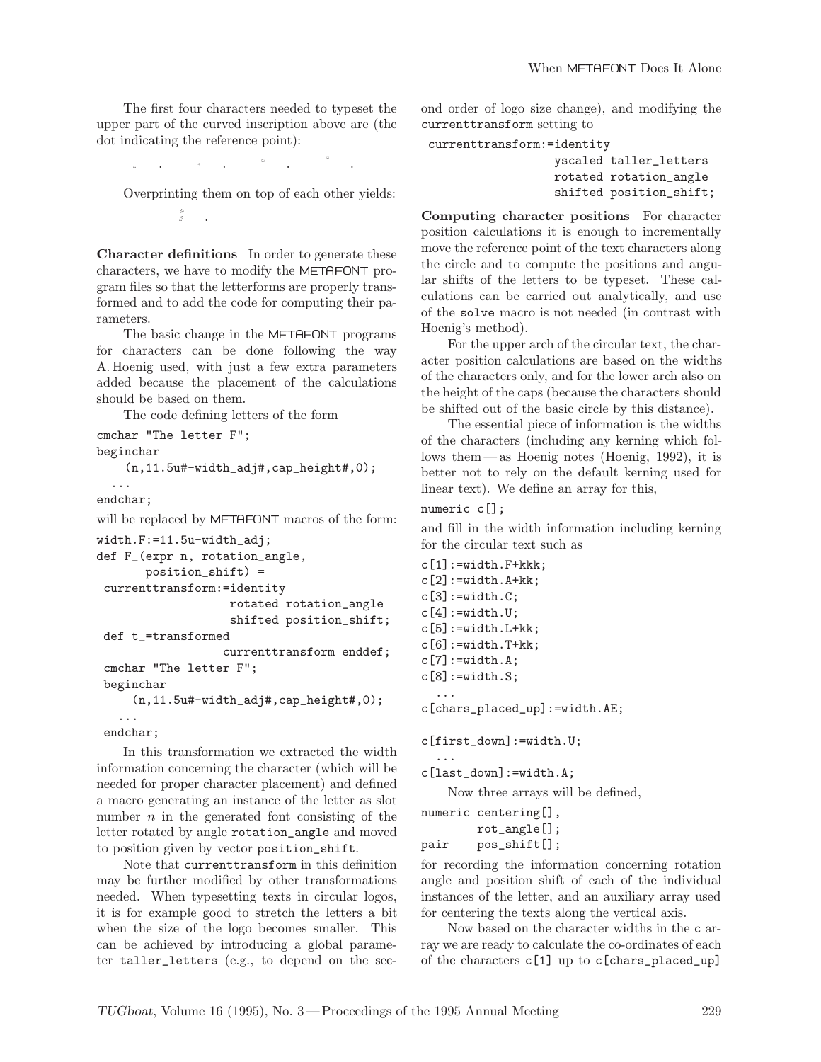The first four characters needed to typeset the upper part of the curved inscription above are (the dot indicating the reference point):

Overprinting them on top of each other yields:

**Character definitions** In order to generate these characters, we have to modify the METAFONT program files so that the letterforms are properly transformed and to add the code for computing their parameters.

The basic change in the METAFONT programs for characters can be done following the way A. Hoenig used, with just a few extra parameters added because the placement of the calculations should be based on them.

The code defining letters of the form

```
cmchar "The letter F";
beginchar
    (n,11.5u#-width_adj#,cap_height#,0);
  ...
endchar;
```

will be replaced by METAFONT macros of the form:

```
width.F:=11.5u-width_adj;
def F_(expr n, rotation_angle,
       position_shift) =
 currenttransform:=identity
                   rotated rotation_angle
                   shifted position_shift;
 def t_=transformed
                  currenttransform enddef;
 cmchar "The letter F";
 beginchar
     (n,11.5u#-width_adj#,cap_height#,0);
   ...
 endchar;
```

In this transformation we extracted the width information concerning the character (which will be needed for proper character placement) and defined a macro generating an instance of the letter as slot number $n$ in the generated font consisting of the letter rotated by angle `rotation_angle` and moved to position given by vector `position_shift`.

Note that `currenttransform` in this definition may be further modified by other transformations needed. When typesetting texts in circular logos, it is for example good to stretch the letters a bit when the size of the logo becomes smaller. This can be achieved by introducing a global parameter `taller_letters` (e.g., to depend on the second order of logo size change), and modifying the `currenttransform` setting to

```
currenttransform:=identity
                  yscaled taller_letters
                  rotated rotation_angle
                  shifted position_shift;
```

**Computing character positions** For character position calculations it is enough to incrementally move the reference point of the text characters along the circle and to compute the positions and angular shifts of the letters to be typeset. These calculations can be carried out analytically, and use of the `solve` macro is not needed (in contrast with Hoenig's method).

For the upper arch of the circular text, the character position calculations are based on the widths of the characters only, and for the lower arch also on the height of the caps (because the characters should be shifted out of the basic circle by this distance).

The essential piece of information is the widths of the characters (including any kerning which follows them — as Hoenig notes (Hoenig, 1992), it is better not to rely on the default kerning used for linear text). We define an array for this,

```
numeric c[];
```

and fill in the width information including kerning for the circular text such as

```
c[1]:=width.F+kkk;
c[2]:=width.A+kk;
c[3]:=width.C;
c[4]:=width.U;
c[5]:=width.L+kk;
c[6]:=width.T+kk;
c[7]:=width.A;
c[8]:=width.S;
  ...
c[chars_placed_up]:=width.AE;

c[first_down]:=width.U;
  ...
c[last_down]:=width.A;
```

Now three arrays will be defined,

```
numeric centering[],
        rot_angle[];
pair    pos_shift[];
```

for recording the information concerning rotation angle and position shift of each of the individual instances of the letter, and an auxiliary array used for centering the texts along the vertical axis.

Now based on the character widths in the `c` array we are ready to calculate the co-ordinates of each of the characters `c[1]` up to `c[chars_placed_up]`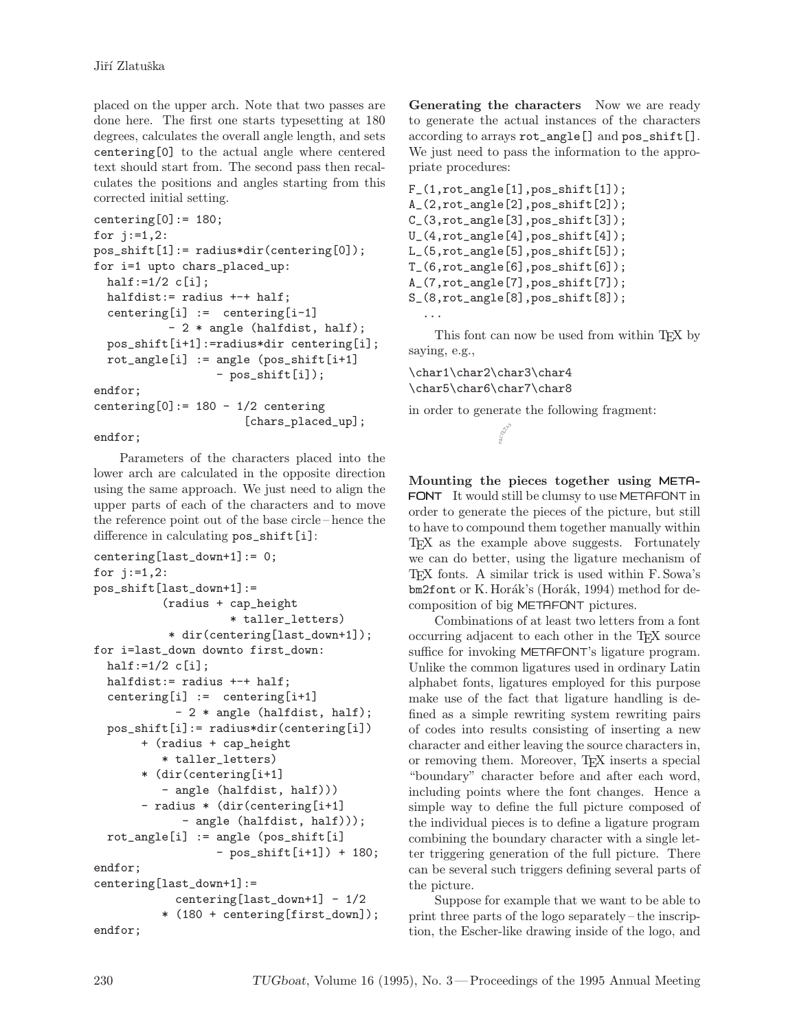placed on the upper arch. Note that two passes are done here. The first one starts typesetting at 180 degrees, calculates the overall angle length, and sets `centering[0]` to the actual angle where centered text should start from. The second pass then recalculates the positions and angles starting from this corrected initial setting.

```
centering[0]:= 180;
for j:=1,2:
pos_shift[1]:= radius*dir(centering[0]);
for i=1 upto chars_placed_up:
  half:=1/2 c[i];
  halfdist:= radius +-+ half;
  centering[i] :=  centering[i-1]
          - 2 * angle (halfdist, half);
  pos_shift[i+1]:=radius*dir centering[i];
  rot_angle[i] := angle (pos_shift[i+1]
                 - pos_shift[i]);
endfor;
centering[0]:= 180 - 1/2 centering
                      [chars_placed_up];
endfor;
```

Parameters of the characters placed into the lower arch are calculated in the opposite direction using the same approach. We just need to align the upper parts of each of the characters and to move the reference point out of the base circle – hence the difference in calculating `pos_shift[i]`:

```
centering[last_down+1]:= 0;
for j:=1,2:
pos_shift[last_down+1]:=
          (radius + cap_height
                    * taller_letters)
           * dir(centering[last_down+1]);
for i=last_down downto first_down:
  half:=1/2 c[i];
  halfdist:= radius +-+ half;
  centering[i] :=  centering[i+1]
           - 2 * angle (halfdist, half);
  pos_shift[i]:= radius*dir(centering[i])
       + (radius + cap_height
          * taller_letters)
       * (dir(centering[i+1]
          - angle (halfdist, half)))
       - radius * (dir(centering[i+1]
            - angle (halfdist, half)));
  rot_angle[i] := angle (pos_shift[i]
                 - pos_shift[i+1]) + 180;
endfor;
centering[last_down+1]:=
            centering[last_down+1] - 1/2
          * (180 + centering[first_down]);
endfor;
```

**Generating the characters** Now we are ready to generate the actual instances of the characters according to arrays `rot_angle[]` and `pos_shift[]`. We just need to pass the information to the appropriate procedures:

```
F_(1,rot_angle[1],pos_shift[1]);
A_(2,rot_angle[2],pos_shift[2]);
C_(3,rot_angle[3],pos_shift[3]);
U_(4,rot_angle[4],pos_shift[4]);
L_(5,rot_angle[5],pos_shift[5]);
T_(6,rot_angle[6],pos_shift[6]);
A_(7,rot_angle[7],pos_shift[7]);
S_(8,rot_angle[8],pos_shift[8]);
   ...
```

This font can now be used from within TeX by saying, e.g.,

```
\char1\char2\char3\char4
\char5\char6\char7\char8
```

in order to generate the following fragment:

FACULTAS

**Mounting the pieces together using METAFONT** It would still be clumsy to use METAFONT in order to generate the pieces of the picture, but still to have to compound them together manually within TeX as the example above suggests. Fortunately we can do better, using the ligature mechanism of TeX fonts. A similar trick is used within F. Sowa's `bm2font` or K. Horák's (Horák, 1994) method for decomposition of big METAFONT pictures.

Combinations of at least two letters from a font occurring adjacent to each other in the TeX source suffice for invoking METAFONT's ligature program. Unlike the common ligatures used in ordinary Latin alphabet fonts, ligatures employed for this purpose make use of the fact that ligature handling is defined as a simple rewriting system rewriting pairs of codes into results consisting of inserting a new character and either leaving the source characters in, or removing them. Moreover, TeX inserts a special "boundary" character before and after each word, including points where the font changes. Hence a simple way to define the full picture composed of the individual pieces is to define a ligature program combining the boundary character with a single letter triggering generation of the full picture. There can be several such triggers defining several parts of the picture.

Suppose for example that we want to be able to print three parts of the logo separately – the inscription, the Escher-like drawing inside of the logo, and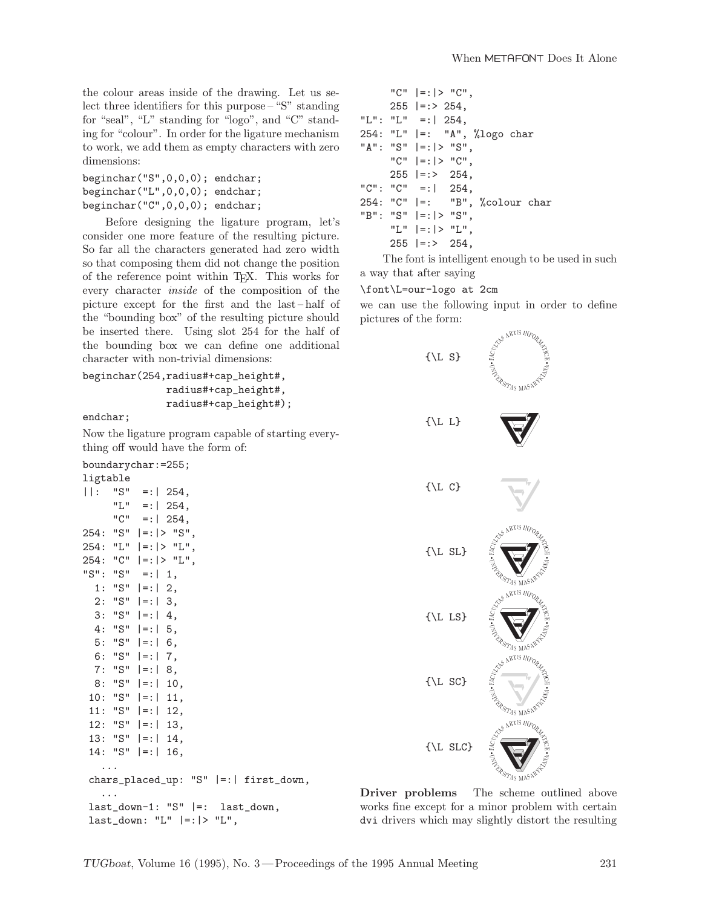the colour areas inside of the drawing. Let us select three identifiers for this purpose – "S" standing for "seal", "L" standing for "logo", and "C" standing for "colour". In order for the ligature mechanism to work, we add them as empty characters with zero dimensions:

```
beginchar("S",0,0,0); endchar;
beginchar("L",0,0,0); endchar;
beginchar("C",0,0,0); endchar;
```

Before designing the ligature program, let's consider one more feature of the resulting picture. So far all the characters generated had zero width so that composing them did not change the position of the reference point within TEX. This works for every character *inside* of the composition of the picture except for the first and the last – half of the "bounding box" of the resulting picture should be inserted there. Using slot 254 for the half of the bounding box we can define one additional character with non-trivial dimensions:

```
beginchar(254,radius#+cap_height#,
              radius#+cap_height#,
              radius#+cap_height#);
endchar;
```

Now the ligature program capable of starting everything off would have the form of:

```
boundarychar:=255;
ligtable
||:  "S"  =:| 254,
     "L"  =:| 254,
     "C"  =:| 254,
254: "S" |=:|> "S",
254: "L" |=:|> "L",
254: "C" |=:|> "L",
"S": "S"  =:| 1,
  1: "S" |=:| 2,
  2: "S" |=:| 3,
  3: "S" |=:| 4,
  4: "S" |=:| 5,
  5: "S" |=:| 6,
  6: "S" |=:| 7,
  7: "S" |=:| 8,
  8: "S" |=:| 10,
 10: "S" |=:| 11,
 11: "S" |=:| 12,
 12: "S" |=:| 13,
 13: "S" |=:| 14,
 14: "S" |=:| 16,
   ...
 chars_placed_up: "S" |=:| first_down,
   ...
 last_down-1: "S" |=:  last_down,
 last_down: "L" |=:|> "L",
      "C" |=:|> "C",
      255 |=:> 254,
"L": "L"  =:| 254,
254: "L" |=:  "A", %logo char
"A": "S" |=:|> "S",
     "C" |=:|> "C",
     255 |=:>  254,
"C": "C"  =:|  254,
254: "C" |=:   "B", %colour char
"B": "S" |=:|> "S",
     "L" |=:|> "L",
     255 |=:>  254,
```

The font is intelligent enough to be used in such a way that after saying

```
\font\L=our-logo at 2cm
```

we can use the following input in order to define pictures of the form:

{\L S}

{\L L}

{\L C}

{\L SL}

{\L LS}

{\L SC}

{\L SLC}

**Driver problems** The scheme outlined above works fine except for a minor problem with certain dvi drivers which may slightly distort the resulting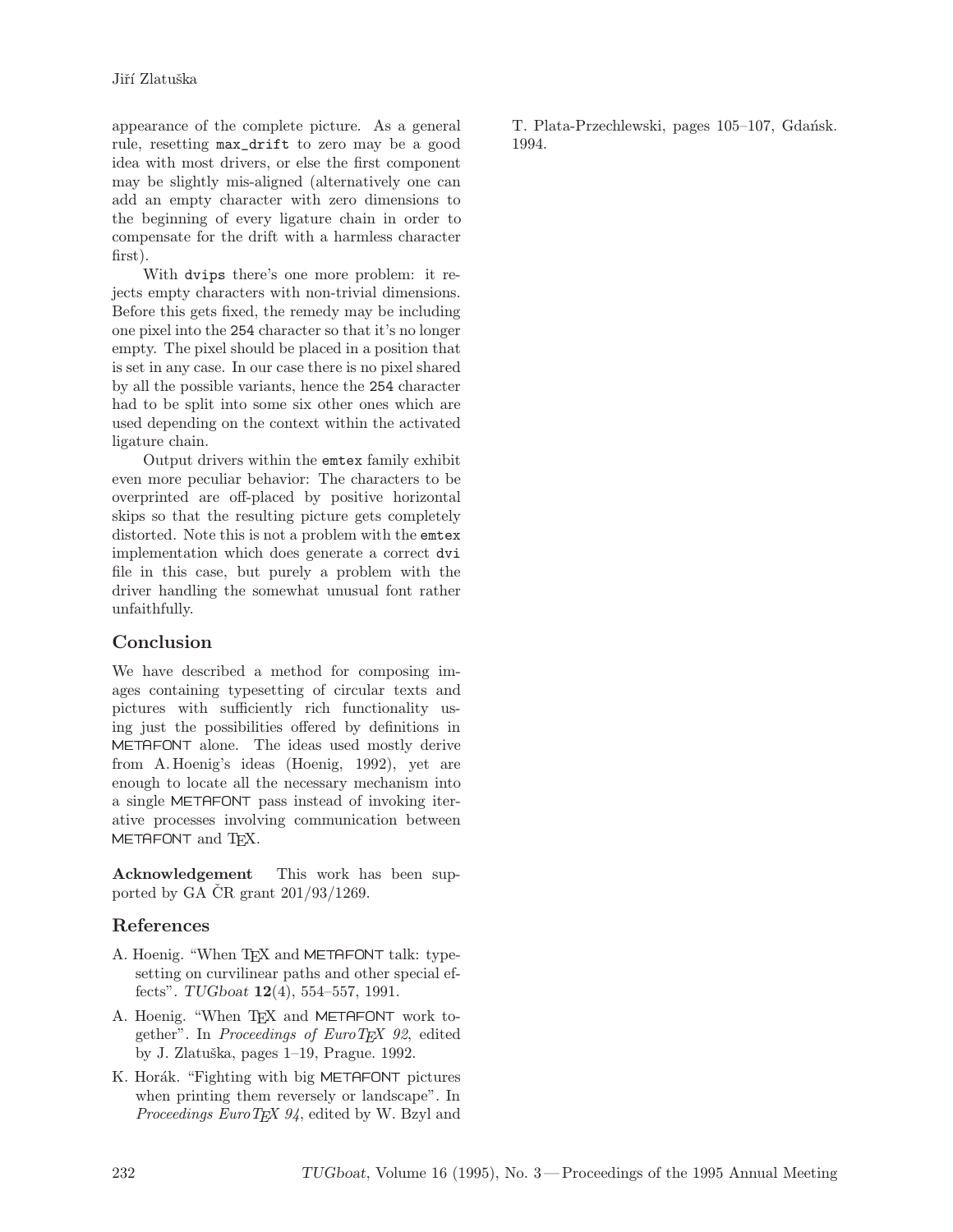appearance of the complete picture. As a general rule, resetting `max_drift` to zero may be a good idea with most drivers, or else the first component may be slightly mis-aligned (alternatively one can add an empty character with zero dimensions to the beginning of every ligature chain in order to compensate for the drift with a harmless character first).

With `dvips` there's one more problem: it rejects empty characters with non-trivial dimensions. Before this gets fixed, the remedy may be including one pixel into the `254` character so that it's no longer empty. The pixel should be placed in a position that is set in any case. In our case there is no pixel shared by all the possible variants, hence the `254` character had to be split into some six other ones which are used depending on the context within the activated ligature chain.

Output drivers within the `emtex` family exhibit even more peculiar behavior: The characters to be overprinted are off-placed by positive horizontal skips so that the resulting picture gets completely distorted. Note this is not a problem with the `emtex` implementation which does generate a correct `dvi` file in this case, but purely a problem with the driver handling the somewhat unusual font rather unfaithfully.

## Conclusion

We have described a method for composing images containing typesetting of circular texts and pictures with sufficiently rich functionality using just the possibilities offered by definitions in METAFONT alone. The ideas used mostly derive from A. Hoenig's ideas (Hoenig, 1992), yet are enough to locate all the necessary mechanism into a single METAFONT pass instead of invoking iterative processes involving communication between METAFONT and TEX.

**Acknowledgement** This work has been supported by GA ČR grant 201/93/1269.

## References

- A. Hoenig. "When TEX and METAFONT talk: typesetting on curvilinear paths and other special effects". *TUGboat* **12**(4), 554–557, 1991.
- A. Hoenig. "When TEX and METAFONT work together". In *Proceedings of EuroTEX 92*, edited by J. Zlatuška, pages 1–19, Prague. 1992.
- K. Horák. "Fighting with big METAFONT pictures when printing them reversely or landscape". In *Proceedings EuroTEX 94*, edited by W. Bzyl and T. Plata-Przechlewski, pages 105–107, Gdańsk. 1994.